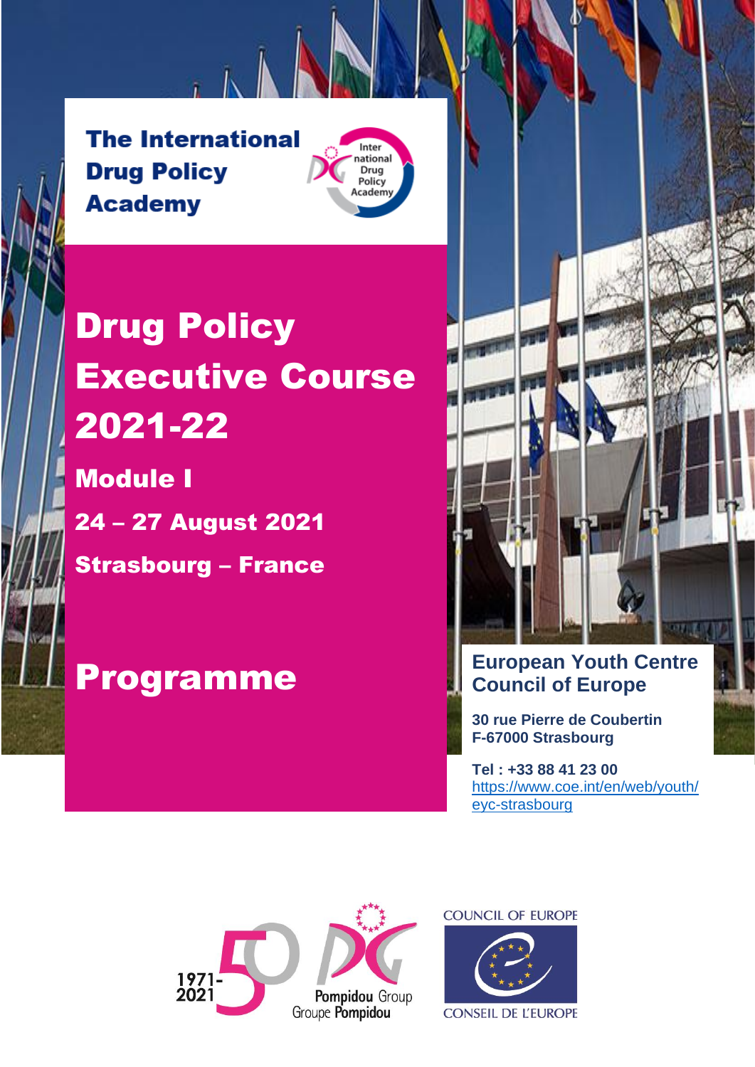# The International Drug Policy Academy

# Drug Policy Executive Course 2021-22

## Module I

## 24 – 27 August 2021

## Strasbourg – France

# Programme

**European Youth Centre**
**Council of Europe**

**30 rue Pierre de Coubertin**
**F-67000 Strasbourg**

**Tel : +33 88 41 23 00**
https://www.coe.int/en/web/youth/eyc-strasbourg

1971-2021 Pompidou Group Groupe Pompidou

COUNCIL OF EUROPE CONSEIL DE L'EUROPE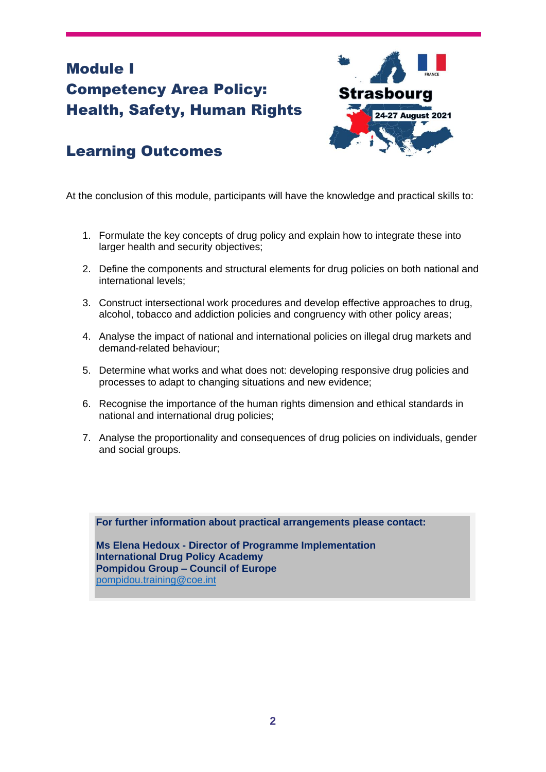# Module I
# Competency Area Policy: Health, Safety, Human Rights

Strasbourg

24-27 August 2021

## Learning Outcomes

At the conclusion of this module, participants will have the knowledge and practical skills to:

1. Formulate the key concepts of drug policy and explain how to integrate these into larger health and security objectives;
2. Define the components and structural elements for drug policies on both national and international levels;
3. Construct intersectional work procedures and develop effective approaches to drug, alcohol, tobacco and addiction policies and congruency with other policy areas;
4. Analyse the impact of national and international policies on illegal drug markets and demand-related behaviour;
5. Determine what works and what does not: developing responsive drug policies and processes to adapt to changing situations and new evidence;
6. Recognise the importance of the human rights dimension and ethical standards in national and international drug policies;
7. Analyse the proportionality and consequences of drug policies on individuals, gender and social groups.

**For further information about practical arrangements please contact:**

**Ms Elena Hedoux - Director of Programme Implementation**
**International Drug Policy Academy**
**Pompidou Group – Council of Europe**
pompidou.training@coe.int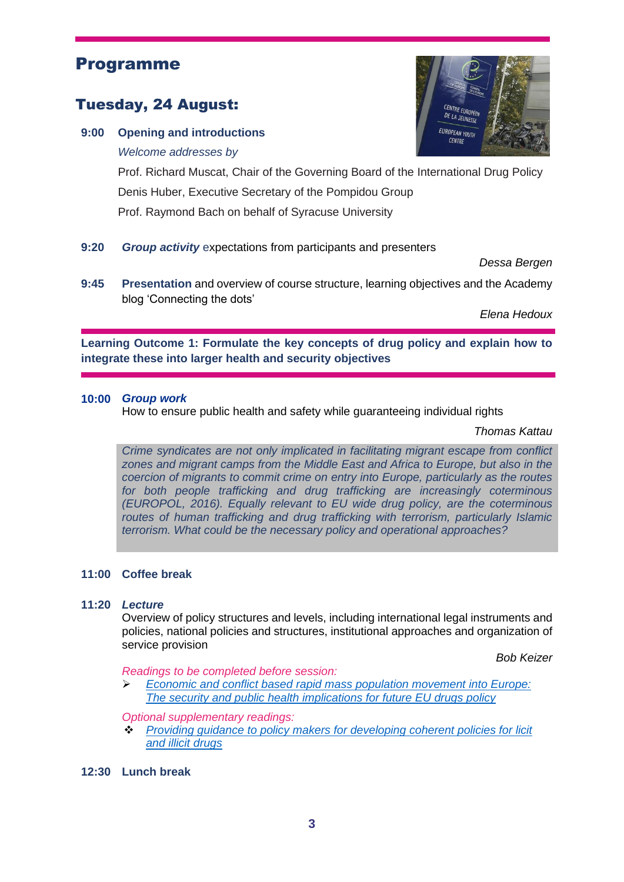# Programme

## Tuesday, 24 August:

**9:00 Opening and introductions**

*Welcome addresses by*

Prof. Richard Muscat, Chair of the Governing Board of the International Drug Policy

Denis Huber, Executive Secretary of the Pompidou Group

Prof. Raymond Bach on behalf of Syracuse University

**9:20** ***Group activity*** expectations from participants and presenters

*Dessa Bergen*

**9:45** **Presentation** and overview of course structure, learning objectives and the Academy blog 'Connecting the dots'

*Elena Hedoux*

**Learning Outcome 1: Formulate the key concepts of drug policy and explain how to integrate these into larger health and security objectives**

**10:00** ***Group work***

How to ensure public health and safety while guaranteeing individual rights

*Thomas Kattau*

*Crime syndicates are not only implicated in facilitating migrant escape from conflict zones and migrant camps from the Middle East and Africa to Europe, but also in the coercion of migrants to commit crime on entry into Europe, particularly as the routes for both people trafficking and drug trafficking are increasingly coterminous (EUROPOL, 2016). Equally relevant to EU wide drug policy, are the coterminous routes of human trafficking and drug trafficking with terrorism, particularly Islamic terrorism. What could be the necessary policy and operational approaches?*

**11:00 Coffee break**

**11:20** ***Lecture***

Overview of policy structures and levels, including international legal instruments and policies, national policies and structures, institutional approaches and organization of service provision

*Bob Keizer*

*Readings to be completed before session:*

- *Economic and conflict based rapid mass population movement into Europe: The security and public health implications for future EU drugs policy*

*Optional supplementary readings:*

- *Providing guidance to policy makers for developing coherent policies for licit and illicit drugs*

**12:30 Lunch break**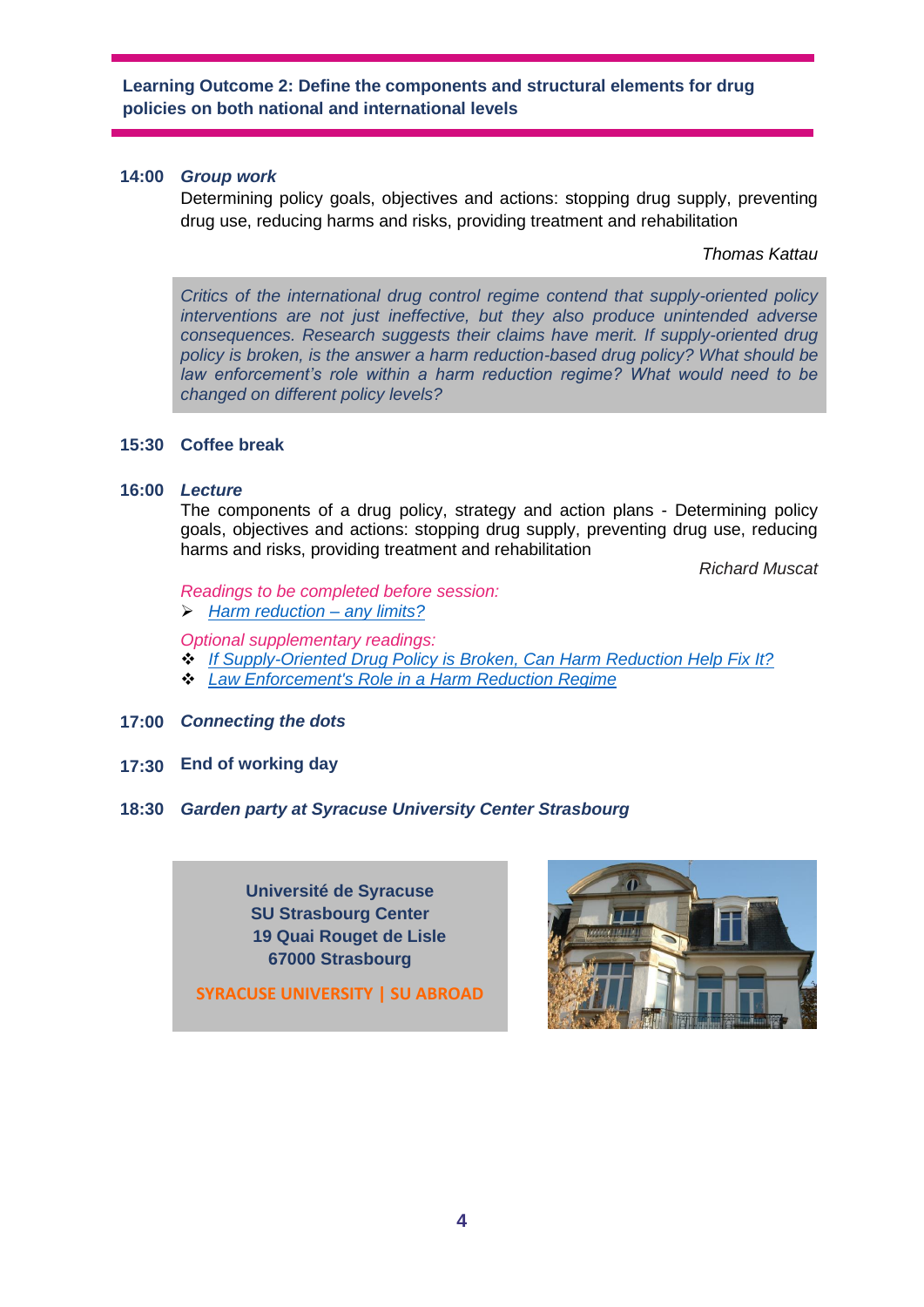**Learning Outcome 2: Define the components and structural elements for drug policies on both national and international levels**

**14:00** ***Group work***

Determining policy goals, objectives and actions: stopping drug supply, preventing drug use, reducing harms and risks, providing treatment and rehabilitation

*Thomas Kattau*

*Critics of the international drug control regime contend that supply-oriented policy interventions are not just ineffective, but they also produce unintended adverse consequences. Research suggests their claims have merit. If supply-oriented drug policy is broken, is the answer a harm reduction-based drug policy? What should be law enforcement's role within a harm reduction regime? What would need to be changed on different policy levels?*

**15:30** **Coffee break**

**16:00** ***Lecture***

The components of a drug policy, strategy and action plans - Determining policy goals, objectives and actions: stopping drug supply, preventing drug use, reducing harms and risks, providing treatment and rehabilitation

*Richard Muscat*

*Readings to be completed before session:*

- *Harm reduction – any limits?*

*Optional supplementary readings:*

- *If Supply-Oriented Drug Policy is Broken, Can Harm Reduction Help Fix It?*
- *Law Enforcement's Role in a Harm Reduction Regime*

**17:00** ***Connecting the dots***

**17:30** **End of working day**

**18:30** ***Garden party at Syracuse University Center Strasbourg***

**Université de Syracuse**
**SU Strasbourg Center**
**19 Quai Rouget de Lisle**
**67000 Strasbourg**

**SYRACUSE UNIVERSITY | SU ABROAD**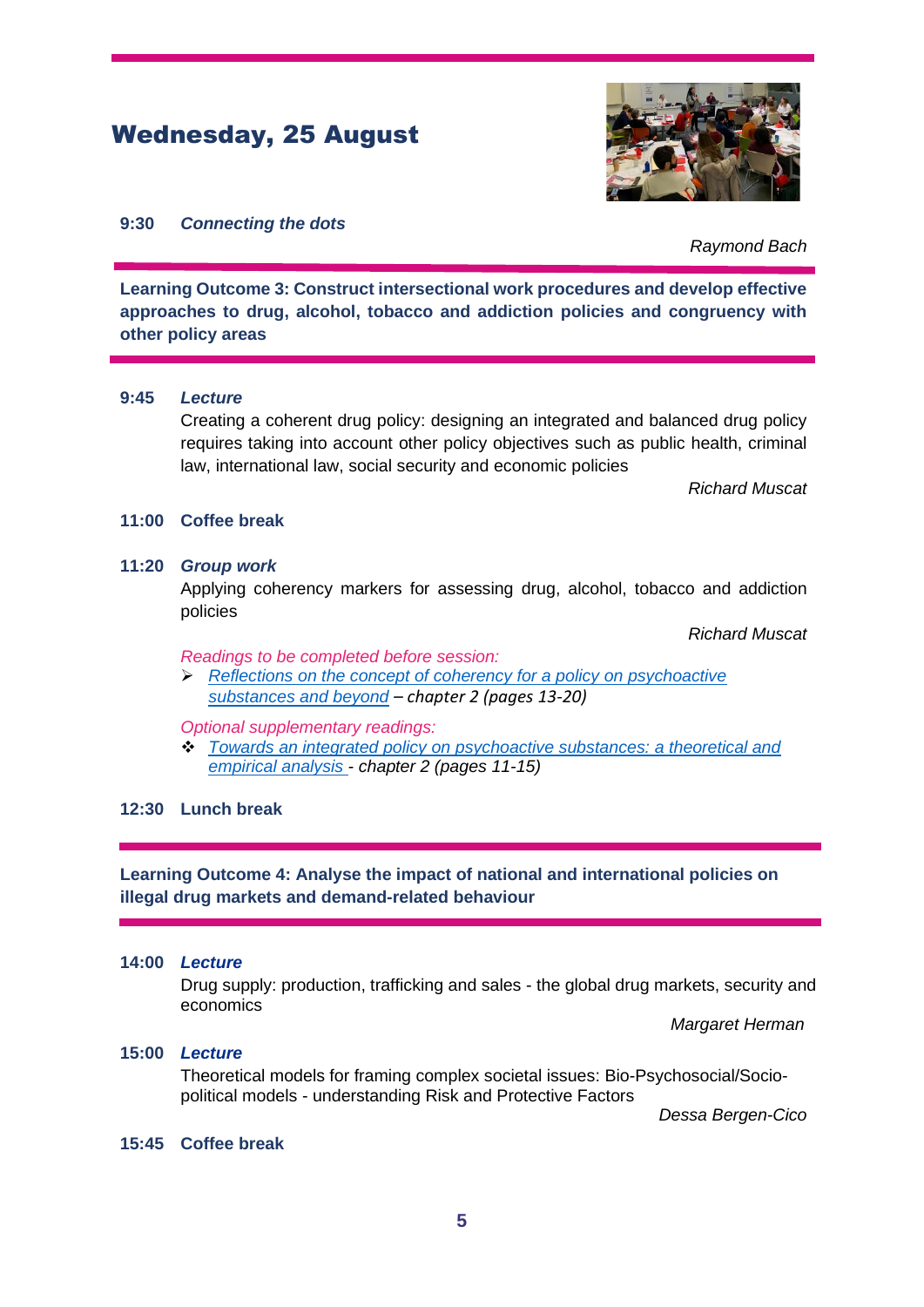# Wednesday, 25 August

**9:30** ***Connecting the dots***

*Raymond Bach*

**Learning Outcome 3: Construct intersectional work procedures and develop effective approaches to drug, alcohol, tobacco and addiction policies and congruency with other policy areas**

**9:45** ***Lecture***

Creating a coherent drug policy: designing an integrated and balanced drug policy requires taking into account other policy objectives such as public health, criminal law, international law, social security and economic policies

*Richard Muscat*

**11:00** **Coffee break**

**11:20** ***Group work***

Applying coherency markers for assessing drug, alcohol, tobacco and addiction policies

*Richard Muscat*

*Readings to be completed before session:*

- *Reflections on the concept of coherency for a policy on psychoactive substances and beyond – chapter 2 (pages 13-20)*

*Optional supplementary readings:*

- *Towards an integrated policy on psychoactive substances: a theoretical and empirical analysis - chapter 2 (pages 11-15)*

**12:30** **Lunch break**

**Learning Outcome 4: Analyse the impact of national and international policies on illegal drug markets and demand-related behaviour**

**14:00** ***Lecture***

Drug supply: production, trafficking and sales - the global drug markets, security and economics

*Margaret Herman*

**15:00** ***Lecture***

Theoretical models for framing complex societal issues: Bio-Psychosocial/Socio-political models - understanding Risk and Protective Factors

*Dessa Bergen-Cico*

**15:45** **Coffee break**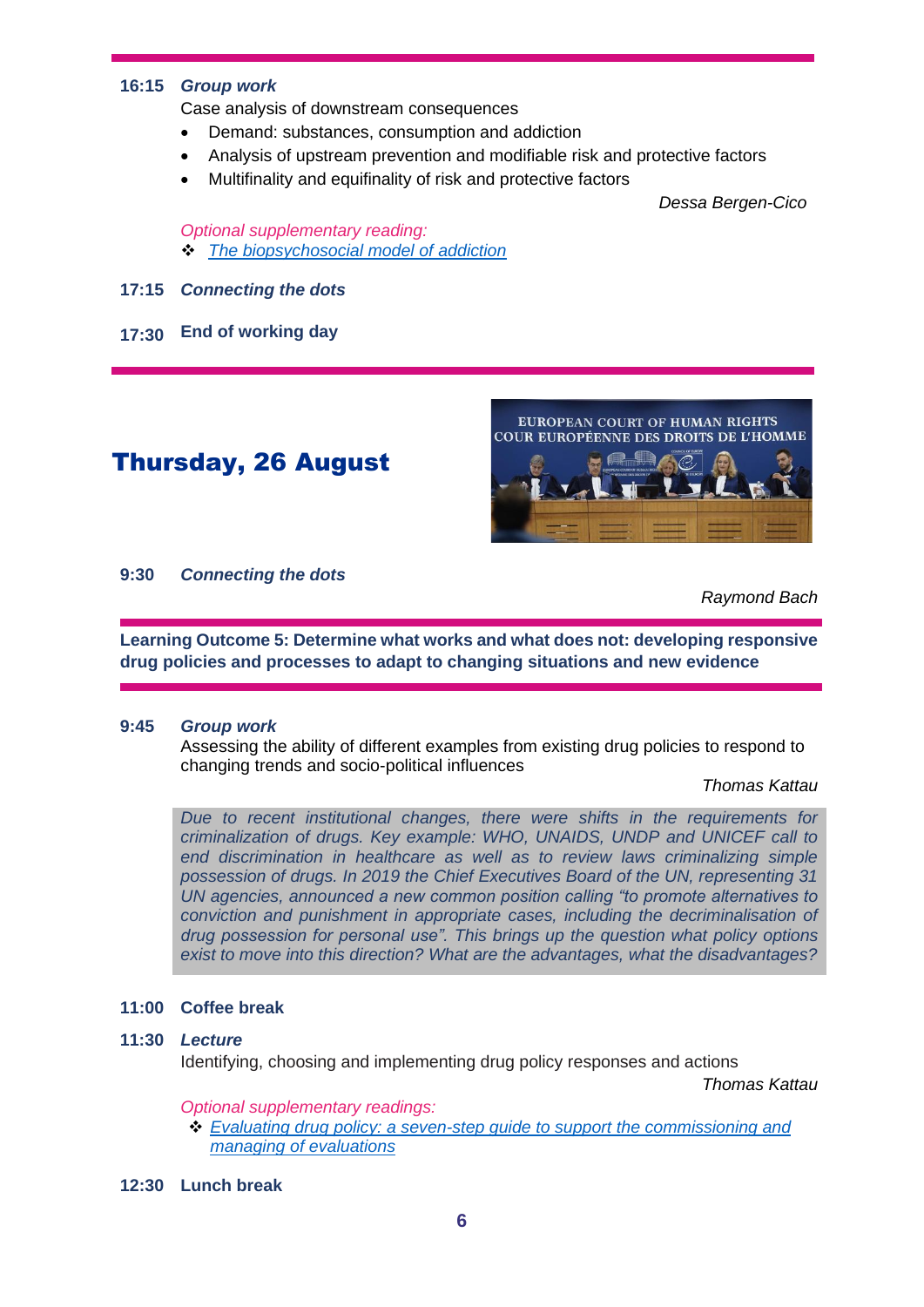**16:15** ***Group work***

Case analysis of downstream consequences

- Demand: substances, consumption and addiction
- Analysis of upstream prevention and modifiable risk and protective factors
- Multifinality and equifinality of risk and protective factors

*Dessa Bergen-Cico*

*Optional supplementary reading:*

- *The biopsychosocial model of addiction*

**17:15** ***Connecting the dots***

**17:30** **End of working day**

## Thursday, 26 August

**9:30** ***Connecting the dots***

*Raymond Bach*

**Learning Outcome 5: Determine what works and what does not: developing responsive drug policies and processes to adapt to changing situations and new evidence**

**9:45** ***Group work***

Assessing the ability of different examples from existing drug policies to respond to changing trends and socio-political influences

*Thomas Kattau*

*Due to recent institutional changes, there were shifts in the requirements for criminalization of drugs. Key example: WHO, UNAIDS, UNDP and UNICEF call to end discrimination in healthcare as well as to review laws criminalizing simple possession of drugs. In 2019 the Chief Executives Board of the UN, representing 31 UN agencies, announced a new common position calling "to promote alternatives to conviction and punishment in appropriate cases, including the decriminalisation of drug possession for personal use". This brings up the question what policy options exist to move into this direction? What are the advantages, what the disadvantages?*

**11:00** **Coffee break**

**11:30** ***Lecture***

Identifying, choosing and implementing drug policy responses and actions

*Thomas Kattau*

*Optional supplementary readings:*

- *Evaluating drug policy: a seven-step guide to support the commissioning and managing of evaluations*

**12:30** **Lunch break**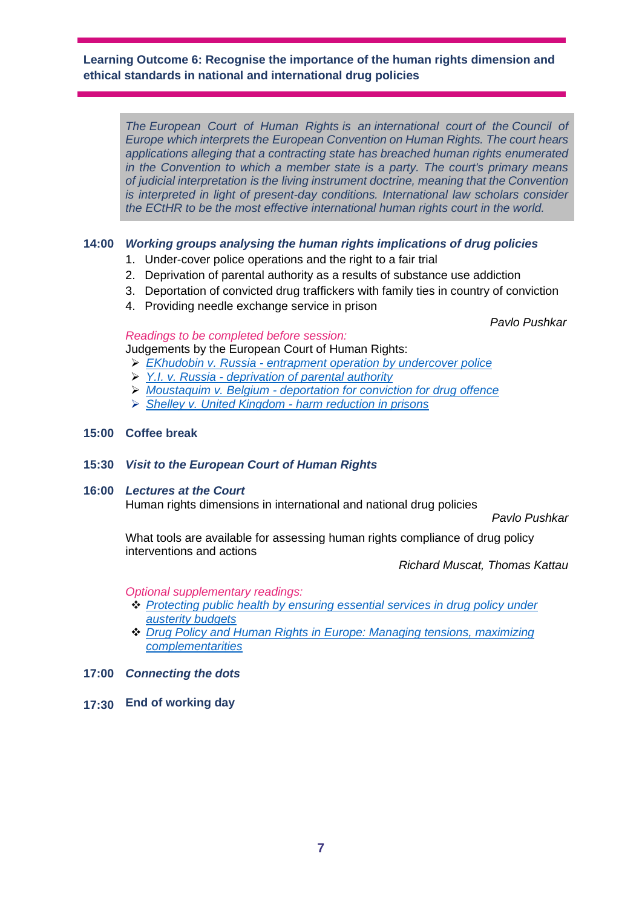**Learning Outcome 6: Recognise the importance of the human rights dimension and ethical standards in national and international drug policies**

> *The European Court of Human Rights is an international court of the Council of Europe which interprets the European Convention on Human Rights. The court hears applications alleging that a contracting state has breached human rights enumerated in the Convention to which a member state is a party. The court's primary means of judicial interpretation is the living instrument doctrine, meaning that the Convention is interpreted in light of present-day conditions. International law scholars consider the ECtHR to be the most effective international human rights court in the world.*

**14:00** ***Working groups analysing the human rights implications of drug policies***

1. Under-cover police operations and the right to a fair trial
2. Deprivation of parental authority as a results of substance use addiction
3. Deportation of convicted drug traffickers with family ties in country of conviction
4. Providing needle exchange service in prison

*Pavlo Pushkar*

*Readings to be completed before session:*

Judgements by the European Court of Human Rights:

- *EKhudobin v. Russia - entrapment operation by undercover police*
- *Y.I. v. Russia - deprivation of parental authority*
- *Moustaquim v. Belgium - deportation for conviction for drug offence*
- *Shelley v. United Kingdom - harm reduction in prisons*

**15:00** **Coffee break**

**15:30** ***Visit to the European Court of Human Rights***

**16:00** ***Lectures at the Court***

Human rights dimensions in international and national drug policies

*Pavlo Pushkar*

What tools are available for assessing human rights compliance of drug policy interventions and actions

*Richard Muscat, Thomas Kattau*

*Optional supplementary readings:*

- *Protecting public health by ensuring essential services in drug policy under austerity budgets*
- *Drug Policy and Human Rights in Europe: Managing tensions, maximizing complementarities*

**17:00** ***Connecting the dots***

**17:30** **End of working day**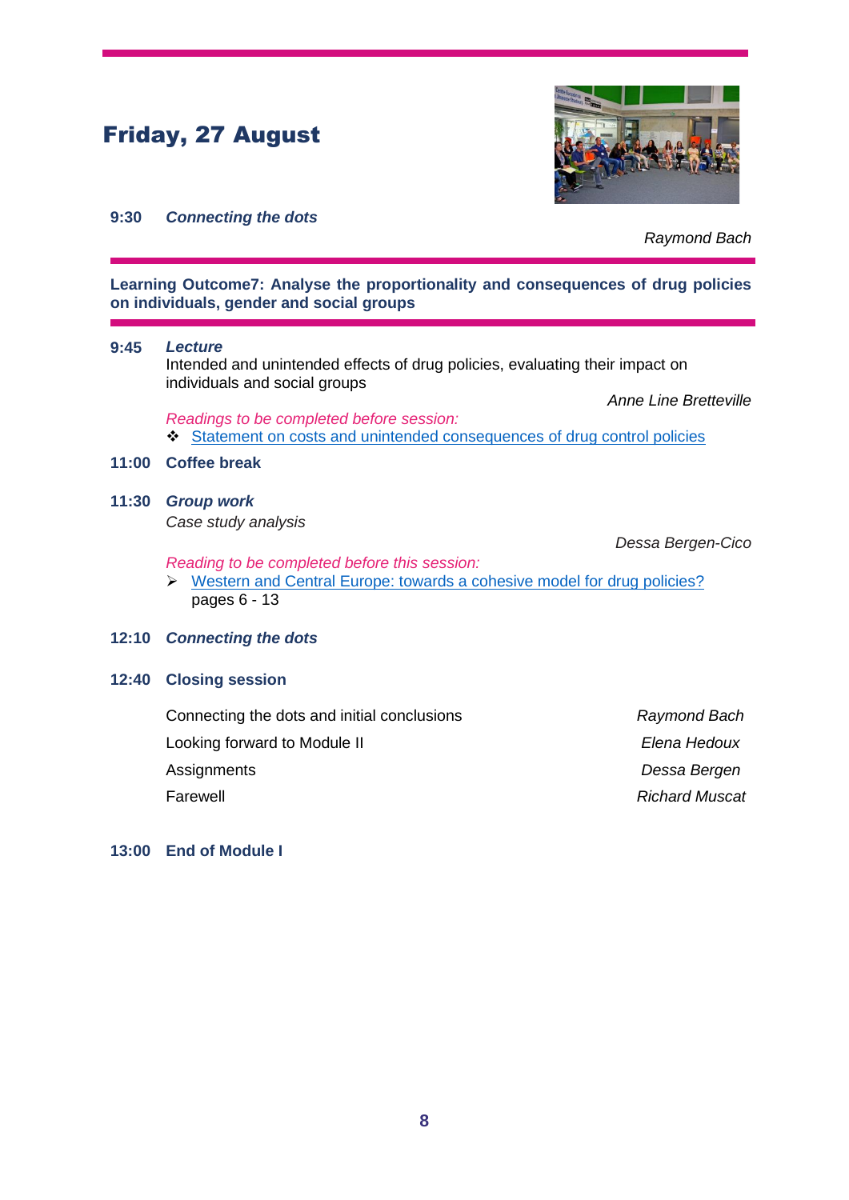# Friday, 27 August

**9:30** ***Connecting the dots***

*Raymond Bach*

**Learning Outcome7: Analyse the proportionality and consequences of drug policies on individuals, gender and social groups**

**9:45** ***Lecture***

Intended and unintended effects of drug policies, evaluating their impact on individuals and social groups

*Anne Line Bretteville*

*Readings to be completed before session:*

- Statement on costs and unintended consequences of drug control policies

**11:00** **Coffee break**

**11:30** ***Group work***

*Case study analysis*

*Dessa Bergen-Cico*

*Reading to be completed before this session:*

- Western and Central Europe: towards a cohesive model for drug policies? pages 6 - 13

**12:10** ***Connecting the dots***

**12:40** **Closing session**

| | |
|---|---|
| Connecting the dots and initial conclusions | *Raymond Bach* |
| Looking forward to Module II | *Elena Hedoux* |
| Assignments | *Dessa Bergen* |
| Farewell | *Richard Muscat* |

**13:00** **End of Module I**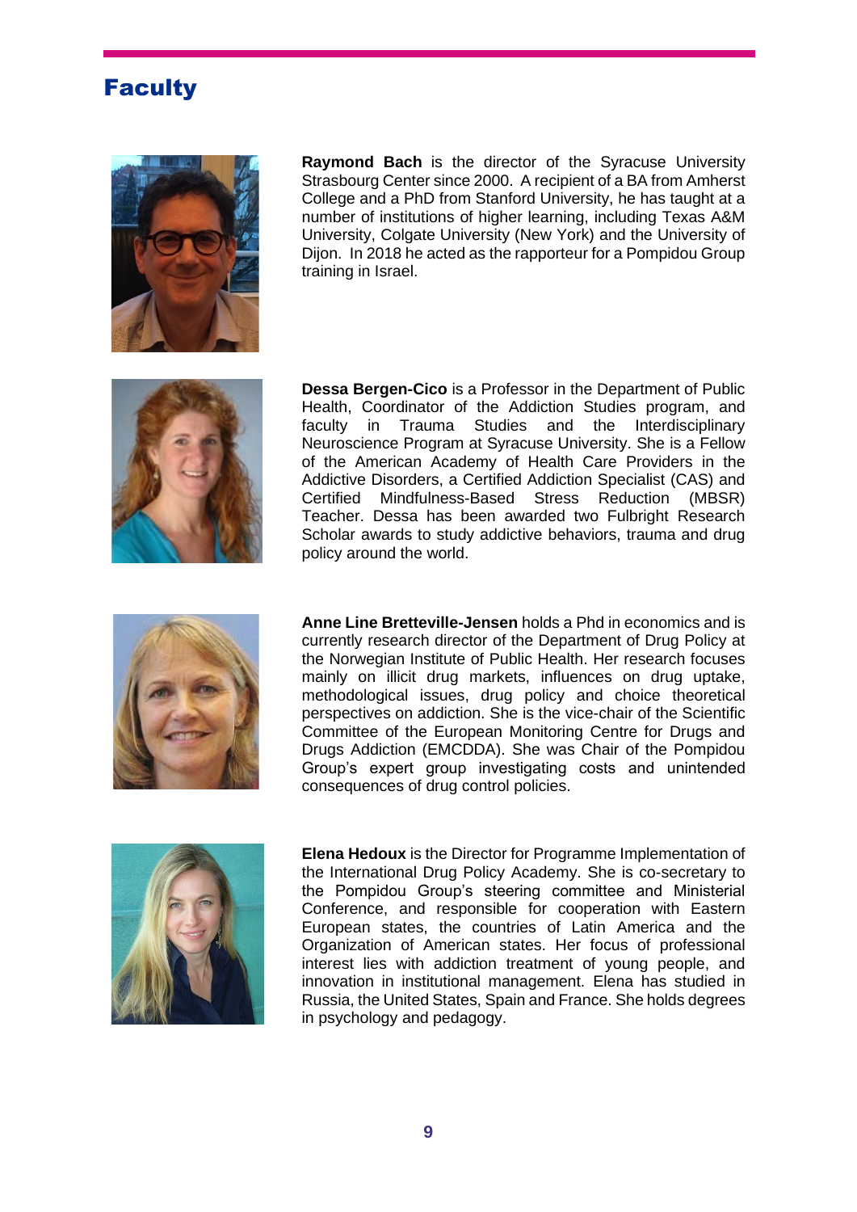# Faculty

**Raymond Bach** is the director of the Syracuse University Strasbourg Center since 2000. A recipient of a BA from Amherst College and a PhD from Stanford University, he has taught at a number of institutions of higher learning, including Texas A&M University, Colgate University (New York) and the University of Dijon. In 2018 he acted as the rapporteur for a Pompidou Group training in Israel.

**Dessa Bergen-Cico** is a Professor in the Department of Public Health, Coordinator of the Addiction Studies program, and faculty in Trauma Studies and the Interdisciplinary Neuroscience Program at Syracuse University. She is a Fellow of the American Academy of Health Care Providers in the Addictive Disorders, a Certified Addiction Specialist (CAS) and Certified Mindfulness-Based Stress Reduction (MBSR) Teacher. Dessa has been awarded two Fulbright Research Scholar awards to study addictive behaviors, trauma and drug policy around the world.

**Anne Line Bretteville-Jensen** holds a Phd in economics and is currently research director of the Department of Drug Policy at the Norwegian Institute of Public Health. Her research focuses mainly on illicit drug markets, influences on drug uptake, methodological issues, drug policy and choice theoretical perspectives on addiction. She is the vice-chair of the Scientific Committee of the European Monitoring Centre for Drugs and Drugs Addiction (EMCDDA). She was Chair of the Pompidou Group's expert group investigating costs and unintended consequences of drug control policies.

**Elena Hedoux** is the Director for Programme Implementation of the International Drug Policy Academy. She is co-secretary to the Pompidou Group's steering committee and Ministerial Conference, and responsible for cooperation with Eastern European states, the countries of Latin America and the Organization of American states. Her focus of professional interest lies with addiction treatment of young people, and innovation in institutional management. Elena has studied in Russia, the United States, Spain and France. She holds degrees in psychology and pedagogy.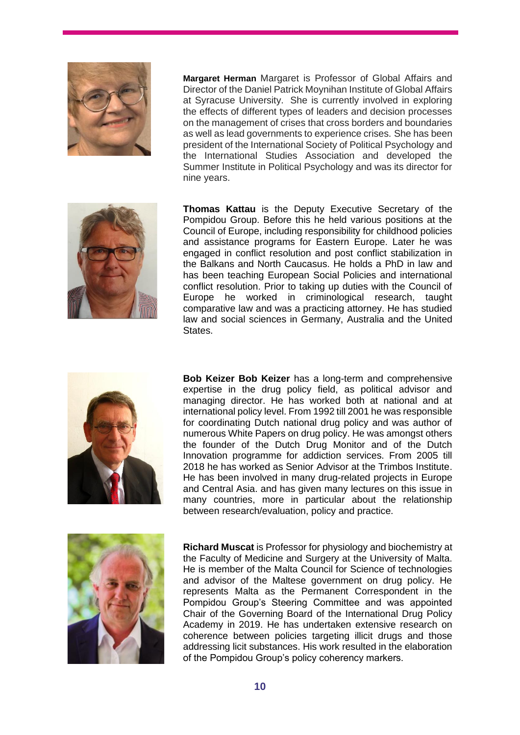**Margaret Herman** Margaret is Professor of Global Affairs and Director of the Daniel Patrick Moynihan Institute of Global Affairs at Syracuse University. She is currently involved in exploring the effects of different types of leaders and decision processes on the management of crises that cross borders and boundaries as well as lead governments to experience crises. She has been president of the International Society of Political Psychology and the International Studies Association and developed the Summer Institute in Political Psychology and was its director for nine years.

**Thomas Kattau** is the Deputy Executive Secretary of the Pompidou Group. Before this he held various positions at the Council of Europe, including responsibility for childhood policies and assistance programs for Eastern Europe. Later he was engaged in conflict resolution and post conflict stabilization in the Balkans and North Caucasus. He holds a PhD in law and has been teaching European Social Policies and international conflict resolution. Prior to taking up duties with the Council of Europe he worked in criminological research, taught comparative law and was a practicing attorney. He has studied law and social sciences in Germany, Australia and the United States.

**Bob Keizer Bob Keizer** has a long-term and comprehensive expertise in the drug policy field, as political advisor and managing director. He has worked both at national and at international policy level. From 1992 till 2001 he was responsible for coordinating Dutch national drug policy and was author of numerous White Papers on drug policy. He was amongst others the founder of the Dutch Drug Monitor and of the Dutch Innovation programme for addiction services. From 2005 till 2018 he has worked as Senior Advisor at the Trimbos Institute. He has been involved in many drug-related projects in Europe and Central Asia. and has given many lectures on this issue in many countries, more in particular about the relationship between research/evaluation, policy and practice.

**Richard Muscat** is Professor for physiology and biochemistry at the Faculty of Medicine and Surgery at the University of Malta. He is member of the Malta Council for Science of technologies and advisor of the Maltese government on drug policy. He represents Malta as the Permanent Correspondent in the Pompidou Group's Steering Committee and was appointed Chair of the Governing Board of the International Drug Policy Academy in 2019. He has undertaken extensive research on coherence between policies targeting illicit drugs and those addressing licit substances. His work resulted in the elaboration of the Pompidou Group's policy coherency markers.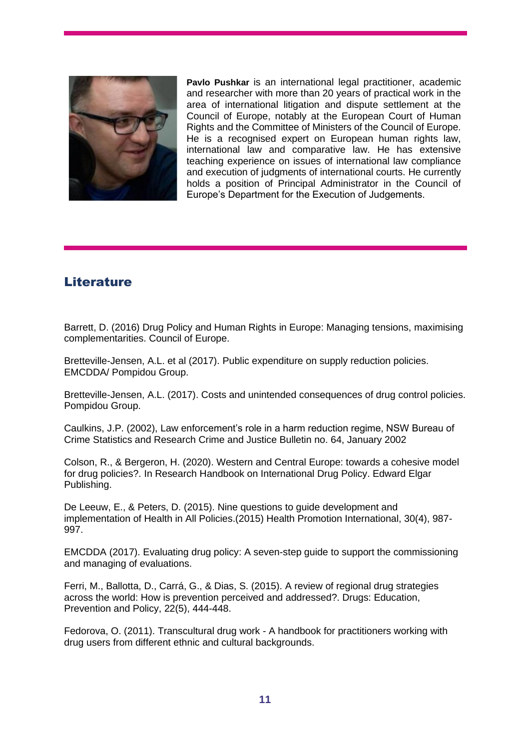**Pavlo Pushkar** is an international legal practitioner, academic and researcher with more than 20 years of practical work in the area of international litigation and dispute settlement at the Council of Europe, notably at the European Court of Human Rights and the Committee of Ministers of the Council of Europe. He is a recognised expert on European human rights law, international law and comparative law. He has extensive teaching experience on issues of international law compliance and execution of judgments of international courts. He currently holds a position of Principal Administrator in the Council of Europe's Department for the Execution of Judgements.

## Literature

Barrett, D. (2016) Drug Policy and Human Rights in Europe: Managing tensions, maximising complementarities. Council of Europe.

Bretteville-Jensen, A.L. et al (2017). Public expenditure on supply reduction policies. EMCDDA/ Pompidou Group.

Bretteville-Jensen, A.L. (2017). Costs and unintended consequences of drug control policies. Pompidou Group.

Caulkins, J.P. (2002), Law enforcement's role in a harm reduction regime, NSW Bureau of Crime Statistics and Research Crime and Justice Bulletin no. 64, January 2002

Colson, R., & Bergeron, H. (2020). Western and Central Europe: towards a cohesive model for drug policies?. In Research Handbook on International Drug Policy. Edward Elgar Publishing.

De Leeuw, E., & Peters, D. (2015). Nine questions to guide development and implementation of Health in All Policies.(2015) Health Promotion International, 30(4), 987-997.

EMCDDA (2017). Evaluating drug policy: A seven-step guide to support the commissioning and managing of evaluations.

Ferri, M., Ballotta, D., Carrá, G., & Dias, S. (2015). A review of regional drug strategies across the world: How is prevention perceived and addressed?. Drugs: Education, Prevention and Policy, 22(5), 444-448.

Fedorova, O. (2011). Transcultural drug work - A handbook for practitioners working with drug users from different ethnic and cultural backgrounds.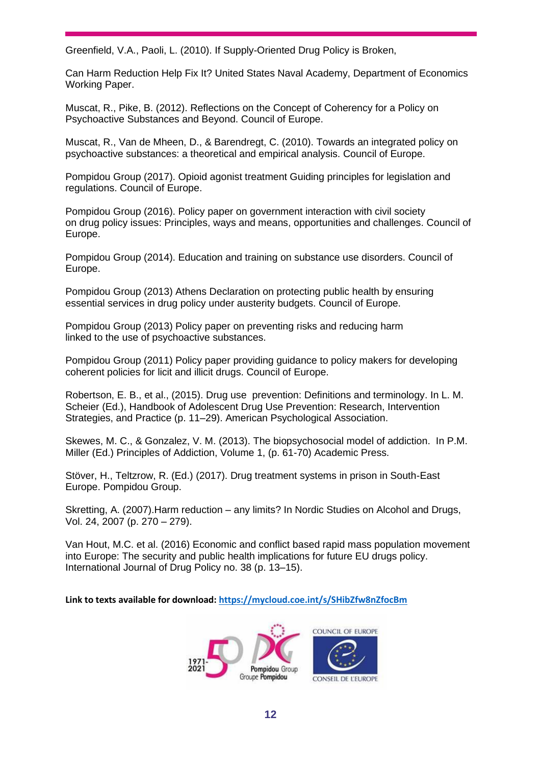Greenfield, V.A., Paoli, L. (2010). If Supply-Oriented Drug Policy is Broken,

Can Harm Reduction Help Fix It? United States Naval Academy, Department of Economics Working Paper.

Muscat, R., Pike, B. (2012). Reflections on the Concept of Coherency for a Policy on Psychoactive Substances and Beyond. Council of Europe.

Muscat, R., Van de Mheen, D., & Barendregt, C. (2010). Towards an integrated policy on psychoactive substances: a theoretical and empirical analysis. Council of Europe.

Pompidou Group (2017). Opioid agonist treatment Guiding principles for legislation and regulations. Council of Europe.

Pompidou Group (2016). Policy paper on government interaction with civil society on drug policy issues: Principles, ways and means, opportunities and challenges. Council of Europe.

Pompidou Group (2014). Education and training on substance use disorders. Council of Europe.

Pompidou Group (2013) Athens Declaration on protecting public health by ensuring essential services in drug policy under austerity budgets. Council of Europe.

Pompidou Group (2013) Policy paper on preventing risks and reducing harm linked to the use of psychoactive substances.

Pompidou Group (2011) Policy paper providing guidance to policy makers for developing coherent policies for licit and illicit drugs. Council of Europe.

Robertson, E. B., et al., (2015). Drug use prevention: Definitions and terminology. In L. M. Scheier (Ed.), Handbook of Adolescent Drug Use Prevention: Research, Intervention Strategies, and Practice (p. 11–29). American Psychological Association.

Skewes, M. C., & Gonzalez, V. M. (2013). The biopsychosocial model of addiction. In P.M. Miller (Ed.) Principles of Addiction, Volume 1, (p. 61-70) Academic Press.

Stöver, H., Teltzrow, R. (Ed.) (2017). Drug treatment systems in prison in South-East Europe. Pompidou Group.

Skretting, A. (2007).Harm reduction – any limits? In Nordic Studies on Alcohol and Drugs, Vol. 24, 2007 (p. 270 – 279).

Van Hout, M.C. et al. (2016) Economic and conflict based rapid mass population movement into Europe: The security and public health implications for future EU drugs policy. International Journal of Drug Policy no. 38 (p. 13–15).

**Link to texts available for download:** https://mycloud.coe.int/s/SHibZfw8nZfocBm

1971-2021 Pompidou Group Groupe Pompidou

COUNCIL OF EUROPE CONSEIL DE L'EUROPE